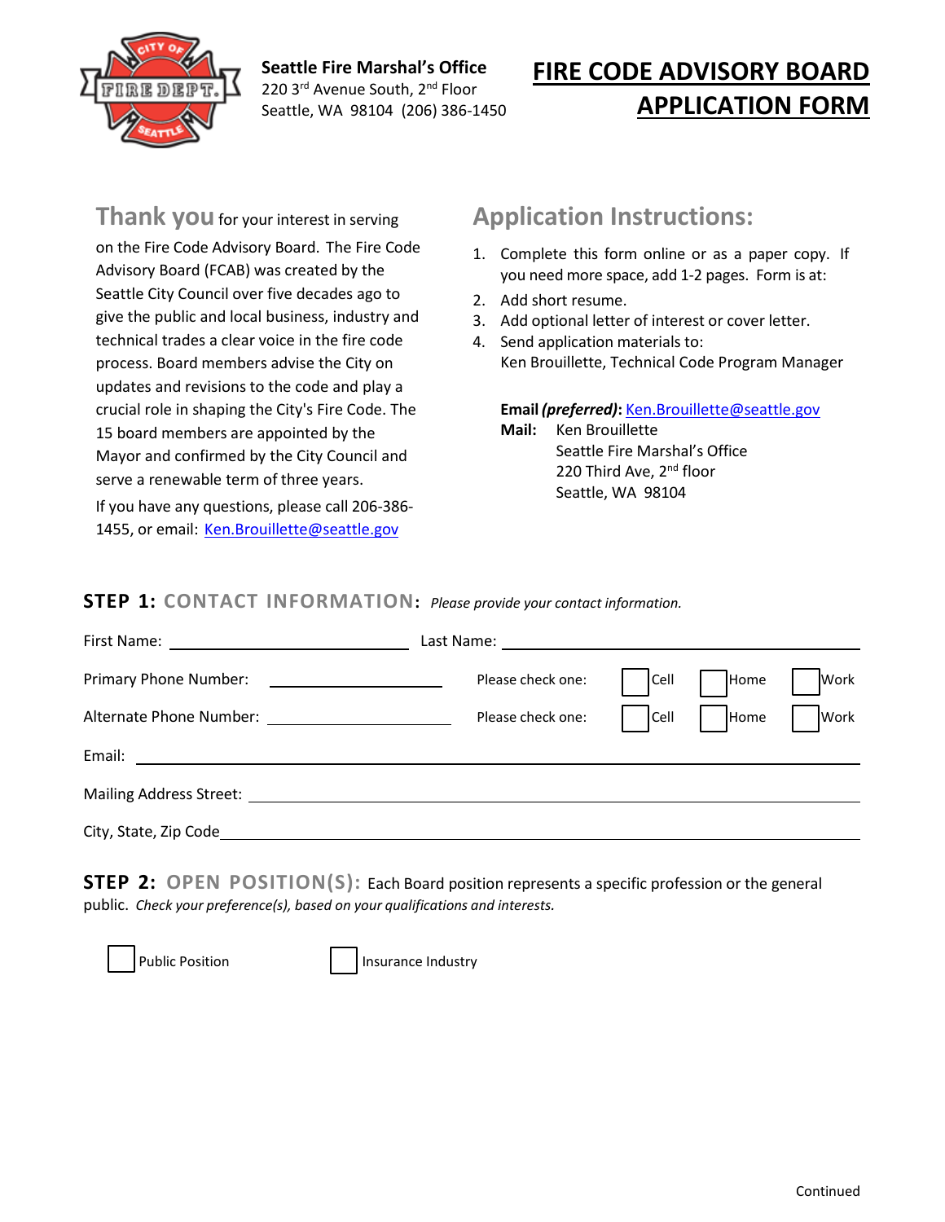**Seattle Fire Marshal's Office**
220 3rd Avenue South, 2nd Floor
Seattle, WA 98104 (206) 386-1450

# FIRE CODE ADVISORY BOARD APPLICATION FORM

## Thank you for your interest in serving on the Fire Code Advisory Board.

The Fire Code Advisory Board (FCAB) was created by the Seattle City Council over five decades ago to give the public and local business, industry and technical trades a clear voice in the fire code process. Board members advise the City on updates and revisions to the code and play a crucial role in shaping the City's Fire Code. The 15 board members are appointed by the Mayor and confirmed by the City Council and serve a renewable term of three years.

If you have any questions, please call 206-386-1455, or email: Ken.Brouillette@seattle.gov

## Application Instructions:

1. Complete this form online or as a paper copy. If you need more space, add 1-2 pages. Form is at:
2. Add short resume.
3. Add optional letter of interest or cover letter.
4. Send application materials to:
   Ken Brouillette, Technical Code Program Manager

**Email *(preferred)*:** Ken.Brouillette@seattle.gov
**Mail:** Ken Brouillette
Seattle Fire Marshal's Office
220 Third Ave, 2nd floor
Seattle, WA 98104

## STEP 1: CONTACT INFORMATION: *Please provide your contact information.*

First Name: ______________________ Last Name: ______________________

Primary Phone Number: ______________ Please check one: ☐ Cell ☐ Home ☐ Work

Alternate Phone Number: ______________ Please check one: ☐ Cell ☐ Home ☐ Work

Email: ______________________

Mailing Address Street: ______________________

City, State, Zip Code ______________________

## STEP 2: OPEN POSITION(S): Each Board position represents a specific profession or the general public. *Check your preference(s), based on your qualifications and interests.*

☐ Public Position ☐ Insurance Industry

Continued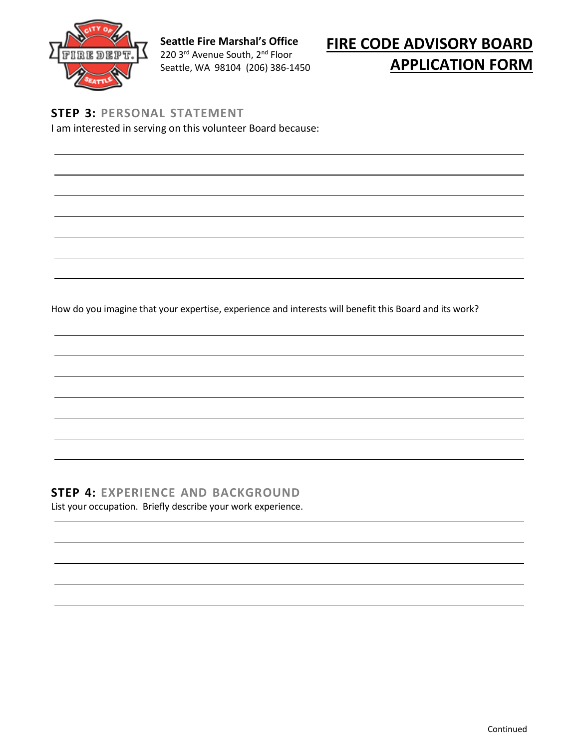**Seattle Fire Marshal's Office**
220 3rd Avenue South, 2nd Floor
Seattle, WA 98104 (206) 386-1450

# FIRE CODE ADVISORY BOARD APPLICATION FORM

## STEP 3: PERSONAL STATEMENT

I am interested in serving on this volunteer Board because:

How do you imagine that your expertise, experience and interests will benefit this Board and its work?

## STEP 4: EXPERIENCE AND BACKGROUND

List your occupation. Briefly describe your work experience.

Continued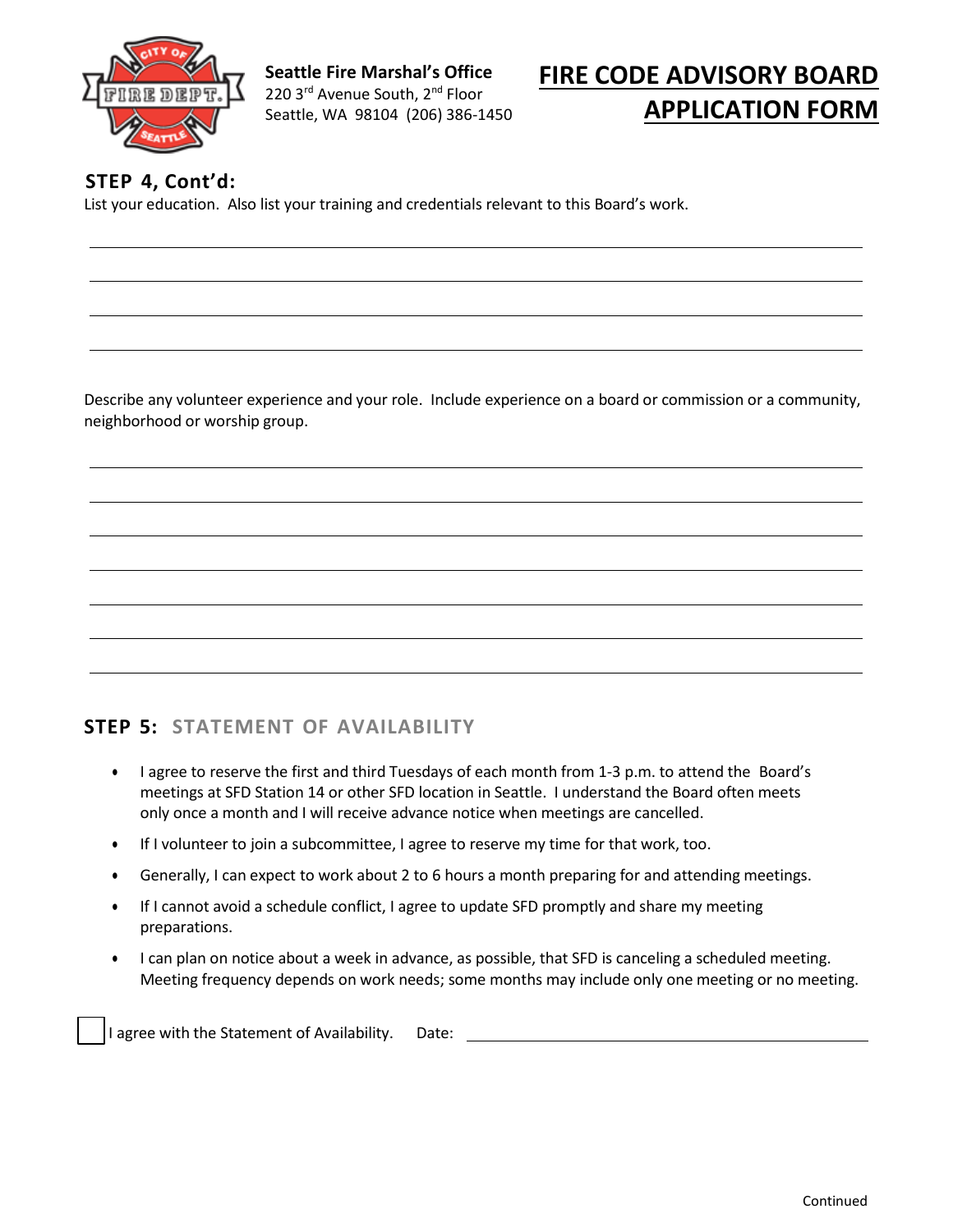**Seattle Fire Marshal's Office**
220 3rd Avenue South, 2nd Floor
Seattle, WA 98104 (206) 386-1450

# FIRE CODE ADVISORY BOARD APPLICATION FORM

## STEP 4, Cont'd:

List your education. Also list your training and credentials relevant to this Board's work.

\_\_\_\_\_\_\_\_\_\_\_\_\_\_\_\_\_\_\_\_\_\_\_\_\_\_\_\_\_\_\_\_\_\_\_\_\_\_\_\_\_\_\_\_\_\_\_\_\_\_\_\_\_\_\_\_\_\_\_\_

\_\_\_\_\_\_\_\_\_\_\_\_\_\_\_\_\_\_\_\_\_\_\_\_\_\_\_\_\_\_\_\_\_\_\_\_\_\_\_\_\_\_\_\_\_\_\_\_\_\_\_\_\_\_\_\_\_\_\_\_

\_\_\_\_\_\_\_\_\_\_\_\_\_\_\_\_\_\_\_\_\_\_\_\_\_\_\_\_\_\_\_\_\_\_\_\_\_\_\_\_\_\_\_\_\_\_\_\_\_\_\_\_\_\_\_\_\_\_\_\_

\_\_\_\_\_\_\_\_\_\_\_\_\_\_\_\_\_\_\_\_\_\_\_\_\_\_\_\_\_\_\_\_\_\_\_\_\_\_\_\_\_\_\_\_\_\_\_\_\_\_\_\_\_\_\_\_\_\_\_\_

Describe any volunteer experience and your role. Include experience on a board or commission or a community, neighborhood or worship group.

\_\_\_\_\_\_\_\_\_\_\_\_\_\_\_\_\_\_\_\_\_\_\_\_\_\_\_\_\_\_\_\_\_\_\_\_\_\_\_\_\_\_\_\_\_\_\_\_\_\_\_\_\_\_\_\_\_\_\_\_

\_\_\_\_\_\_\_\_\_\_\_\_\_\_\_\_\_\_\_\_\_\_\_\_\_\_\_\_\_\_\_\_\_\_\_\_\_\_\_\_\_\_\_\_\_\_\_\_\_\_\_\_\_\_\_\_\_\_\_\_

\_\_\_\_\_\_\_\_\_\_\_\_\_\_\_\_\_\_\_\_\_\_\_\_\_\_\_\_\_\_\_\_\_\_\_\_\_\_\_\_\_\_\_\_\_\_\_\_\_\_\_\_\_\_\_\_\_\_\_\_

\_\_\_\_\_\_\_\_\_\_\_\_\_\_\_\_\_\_\_\_\_\_\_\_\_\_\_\_\_\_\_\_\_\_\_\_\_\_\_\_\_\_\_\_\_\_\_\_\_\_\_\_\_\_\_\_\_\_\_\_

\_\_\_\_\_\_\_\_\_\_\_\_\_\_\_\_\_\_\_\_\_\_\_\_\_\_\_\_\_\_\_\_\_\_\_\_\_\_\_\_\_\_\_\_\_\_\_\_\_\_\_\_\_\_\_\_\_\_\_\_

\_\_\_\_\_\_\_\_\_\_\_\_\_\_\_\_\_\_\_\_\_\_\_\_\_\_\_\_\_\_\_\_\_\_\_\_\_\_\_\_\_\_\_\_\_\_\_\_\_\_\_\_\_\_\_\_\_\_\_\_

\_\_\_\_\_\_\_\_\_\_\_\_\_\_\_\_\_\_\_\_\_\_\_\_\_\_\_\_\_\_\_\_\_\_\_\_\_\_\_\_\_\_\_\_\_\_\_\_\_\_\_\_\_\_\_\_\_\_\_\_

## STEP 5: STATEMENT OF AVAILABILITY

- I agree to reserve the first and third Tuesdays of each month from 1-3 p.m. to attend the Board's meetings at SFD Station 14 or other SFD location in Seattle. I understand the Board often meets only once a month and I will receive advance notice when meetings are cancelled.
- If I volunteer to join a subcommittee, I agree to reserve my time for that work, too.
- Generally, I can expect to work about 2 to 6 hours a month preparing for and attending meetings.
- If I cannot avoid a schedule conflict, I agree to update SFD promptly and share my meeting preparations.
- I can plan on notice about a week in advance, as possible, that SFD is canceling a scheduled meeting. Meeting frequency depends on work needs; some months may include only one meeting or no meeting.

☐ I agree with the Statement of Availability. Date: \_\_\_\_\_\_\_\_\_\_\_\_\_\_\_\_\_\_\_\_\_\_\_\_\_\_\_\_

Continued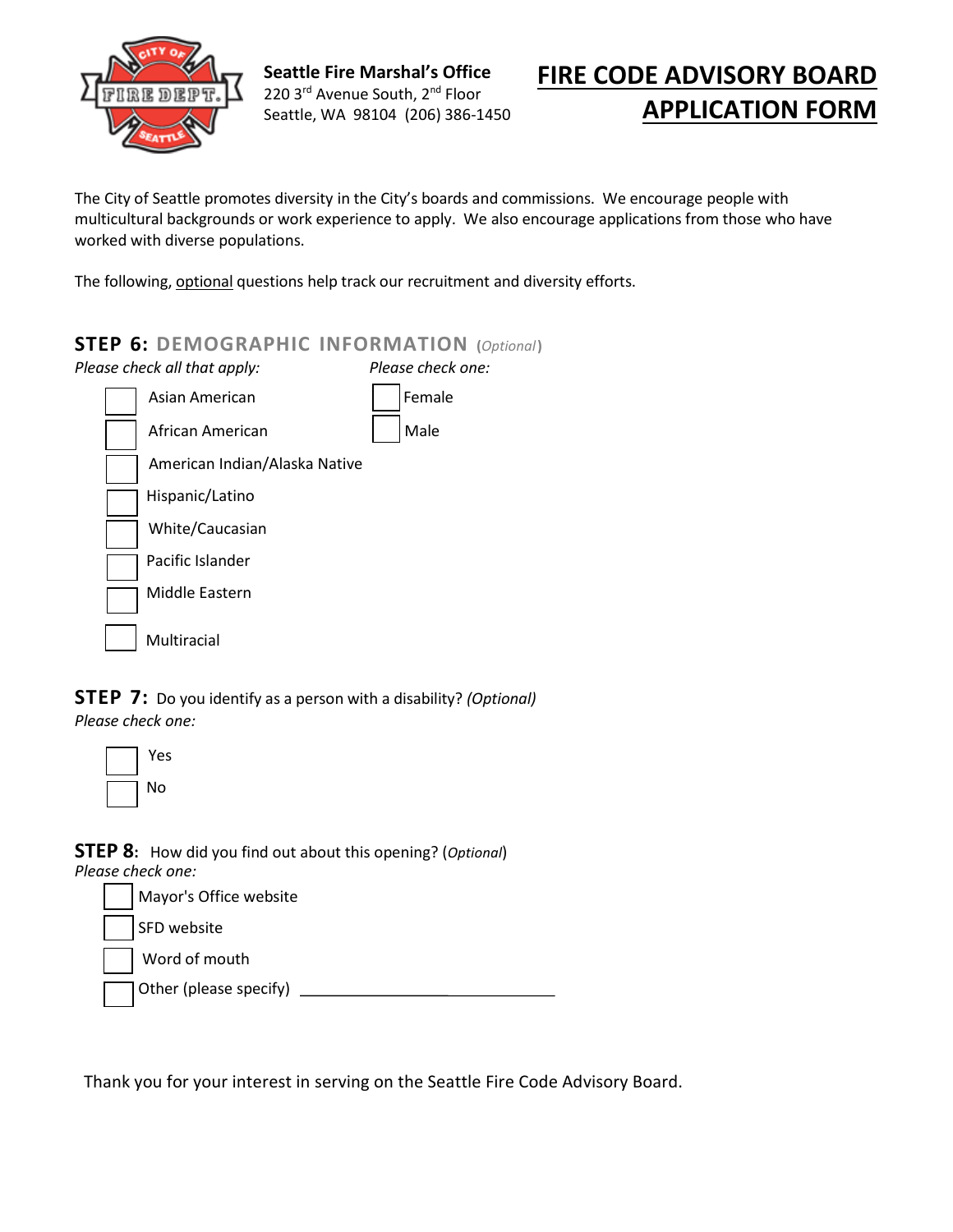**Seattle Fire Marshal's Office**
220 3rd Avenue South, 2nd Floor
Seattle, WA 98104 (206) 386-1450

# FIRE CODE ADVISORY BOARD APPLICATION FORM

The City of Seattle promotes diversity in the City's boards and commissions. We encourage people with multicultural backgrounds or work experience to apply. We also encourage applications from those who have worked with diverse populations.

The following, optional questions help track our recruitment and diversity efforts.

## STEP 6: DEMOGRAPHIC INFORMATION (*Optional*)

*Please check all that apply:*

- ☐ Asian American
- ☐ African American
- ☐ American Indian/Alaska Native
- ☐ Hispanic/Latino
- ☐ White/Caucasian
- ☐ Pacific Islander
- ☐ Middle Eastern
- ☐ Multiracial

*Please check one:*

- ☐ Female
- ☐ Male

## STEP 7: Do you identify as a person with a disability? (*Optional*)

*Please check one:*

- ☐ Yes
- ☐ No

## STEP 8: How did you find out about this opening? (*Optional*)

*Please check one:*

- ☐ Mayor's Office website
- ☐ SFD website
- ☐ Word of mouth
- ☐ Other (please specify) ______________________________

Thank you for your interest in serving on the Seattle Fire Code Advisory Board.